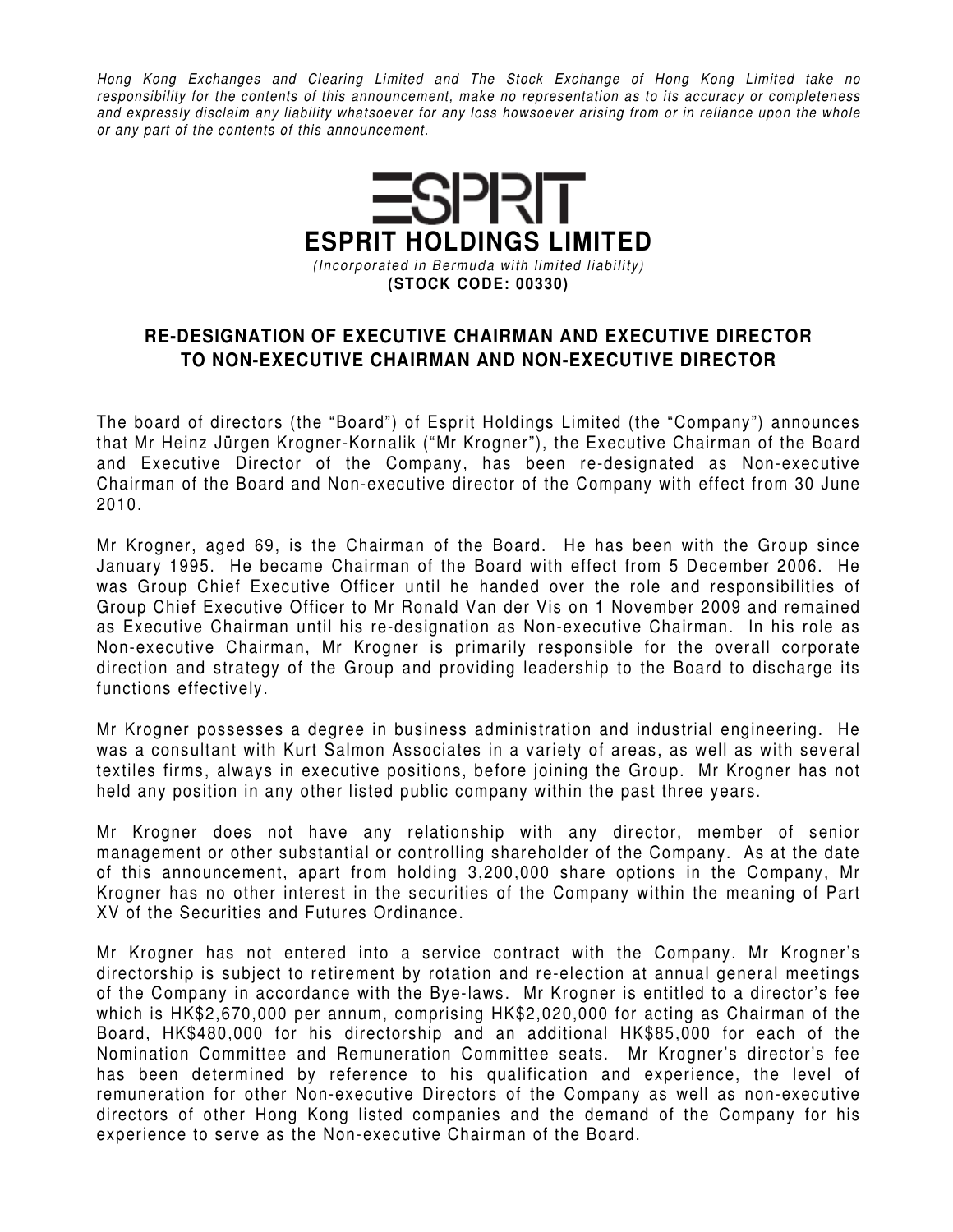*Hong Kong Exchanges and Clearing Limited and The Stock Exchange of Hong Kong Limited take no responsibility for the contents of this announcement, make no representation as to its accuracy or completeness and expressly disclaim any liability whatsoever for any loss howsoever arising from or in reliance upon the whole or any part of the contents of this announcement.*

# ESPRIT HOLDINGS LIMITED

*(Incorporated in Bermuda with limited liability)*

**(STOCK CODE: 00330)**

## RE-DESIGNATION OF EXECUTIVE CHAIRMAN AND EXECUTIVE DIRECTOR TO NON-EXECUTIVE CHAIRMAN AND NON-EXECUTIVE DIRECTOR

The board of directors (the "Board") of Esprit Holdings Limited (the "Company") announces that Mr Heinz Jürgen Krogner-Kornalik ("Mr Krogner"), the Executive Chairman of the Board and Executive Director of the Company, has been re-designated as Non-executive Chairman of the Board and Non-executive director of the Company with effect from 30 June 2010.

Mr Krogner, aged 69, is the Chairman of the Board. He has been with the Group since January 1995. He became Chairman of the Board with effect from 5 December 2006. He was Group Chief Executive Officer until he handed over the role and responsibilities of Group Chief Executive Officer to Mr Ronald Van der Vis on 1 November 2009 and remained as Executive Chairman until his re-designation as Non-executive Chairman. In his role as Non-executive Chairman, Mr Krogner is primarily responsible for the overall corporate direction and strategy of the Group and providing leadership to the Board to discharge its functions effectively.

Mr Krogner possesses a degree in business administration and industrial engineering. He was a consultant with Kurt Salmon Associates in a variety of areas, as well as with several textiles firms, always in executive positions, before joining the Group. Mr Krogner has not held any position in any other listed public company within the past three years.

Mr Krogner does not have any relationship with any director, member of senior management or other substantial or controlling shareholder of the Company. As at the date of this announcement, apart from holding 3,200,000 share options in the Company, Mr Krogner has no other interest in the securities of the Company within the meaning of Part XV of the Securities and Futures Ordinance.

Mr Krogner has not entered into a service contract with the Company. Mr Krogner's directorship is subject to retirement by rotation and re-election at annual general meetings of the Company in accordance with the Bye-laws. Mr Krogner is entitled to a director's fee which is HK$2,670,000 per annum, comprising HK$2,020,000 for acting as Chairman of the Board, HK$480,000 for his directorship and an additional HK$85,000 for each of the Nomination Committee and Remuneration Committee seats. Mr Krogner's director's fee has been determined by reference to his qualification and experience, the level of remuneration for other Non-executive Directors of the Company as well as non-executive directors of other Hong Kong listed companies and the demand of the Company for his experience to serve as the Non-executive Chairman of the Board.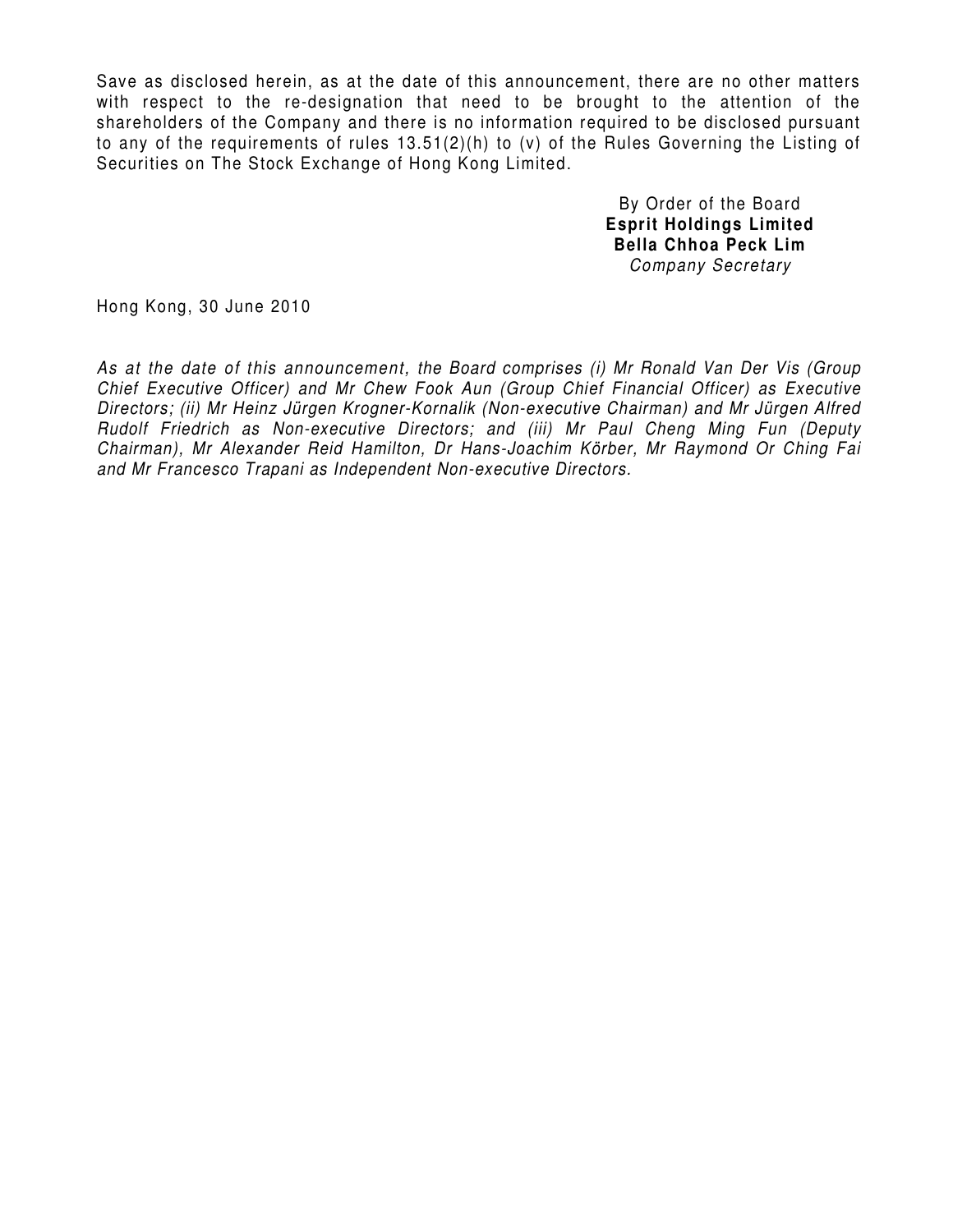Save as disclosed herein, as at the date of this announcement, there are no other matters with respect to the re-designation that need to be brought to the attention of the shareholders of the Company and there is no information required to be disclosed pursuant to any of the requirements of rules 13.51(2)(h) to (v) of the Rules Governing the Listing of Securities on The Stock Exchange of Hong Kong Limited.

By Order of the Board
**Esprit Holdings Limited**
**Bella Chhoa Peck Lim**
*Company Secretary*

Hong Kong, 30 June 2010

*As at the date of this announcement, the Board comprises (i) Mr Ronald Van Der Vis (Group Chief Executive Officer) and Mr Chew Fook Aun (Group Chief Financial Officer) as Executive Directors; (ii) Mr Heinz Jürgen Krogner-Kornalik (Non-executive Chairman) and Mr Jürgen Alfred Rudolf Friedrich as Non-executive Directors; and (iii) Mr Paul Cheng Ming Fun (Deputy Chairman), Mr Alexander Reid Hamilton, Dr Hans-Joachim Körber, Mr Raymond Or Ching Fai and Mr Francesco Trapani as Independent Non-executive Directors.*